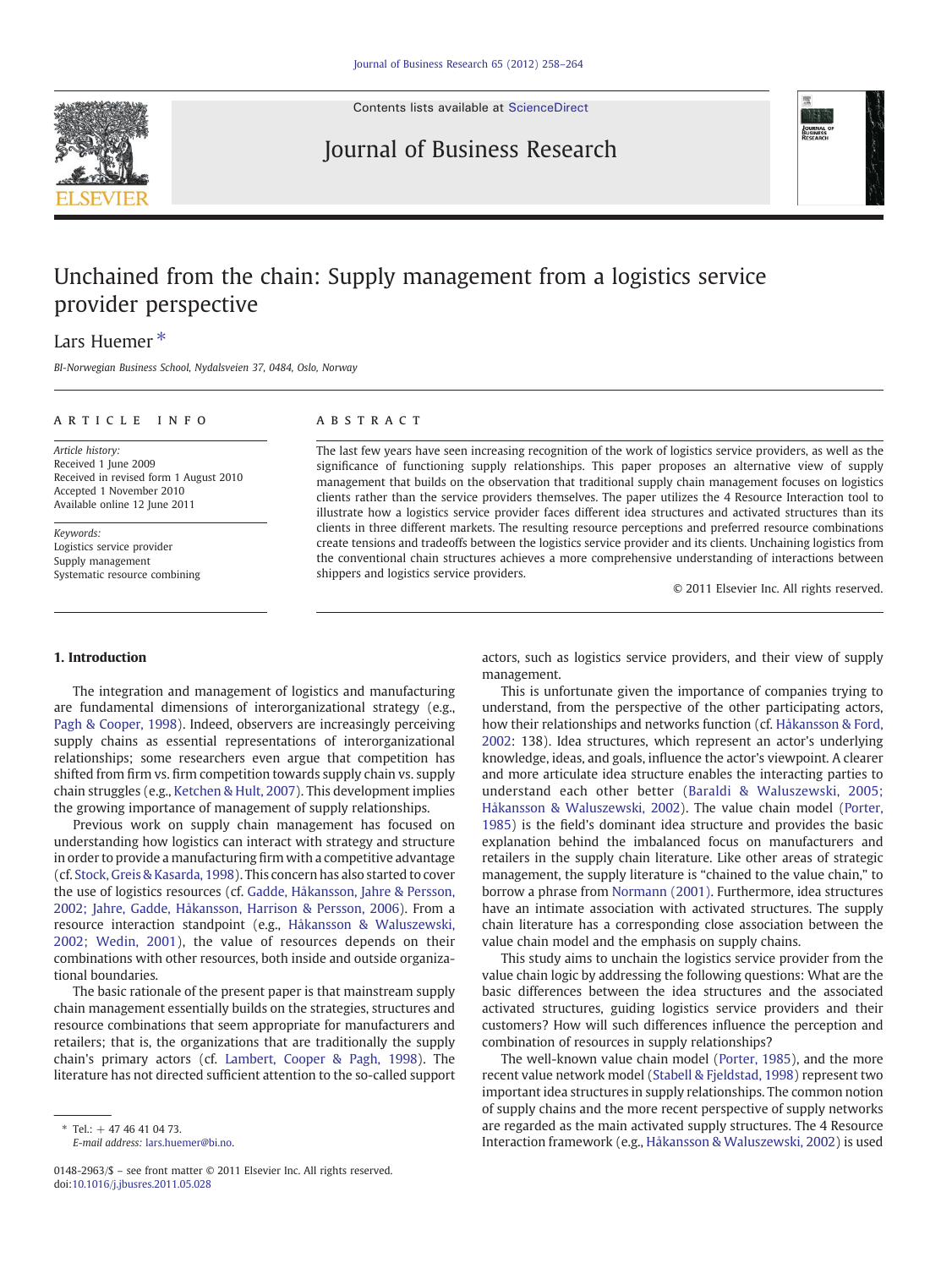# Unchained from the chain: Supply management from a logistics service provider perspective

Lars Huemer *

*BI-Norwegian Business School, Nydalsveien 37, 0484, Oslo, Norway*

**ARTICLE INFO**

*Article history:*
Received 1 June 2009
Received in revised form 1 August 2010
Accepted 1 November 2010
Available online 12 June 2011

*Keywords:*
Logistics service provider
Supply management
Systematic resource combining

**ABSTRACT**

The last few years have seen increasing recognition of the work of logistics service providers, as well as the significance of functioning supply relationships. This paper proposes an alternative view of supply management that builds on the observation that traditional supply chain management focuses on logistics clients rather than the service providers themselves. The paper utilizes the 4 Resource Interaction tool to illustrate how a logistics service provider faces different idea structures and activated structures than its clients in three different markets. The resulting resource perceptions and preferred resource combinations create tensions and tradeoffs between the logistics service provider and its clients. Unchaining logistics from the conventional chain structures achieves a more comprehensive understanding of interactions between shippers and logistics service providers.

© 2011 Elsevier Inc. All rights reserved.

## 1. Introduction

The integration and management of logistics and manufacturing are fundamental dimensions of interorganizational strategy (e.g., Pagh & Cooper, 1998). Indeed, observers are increasingly perceiving supply chains as essential representations of interorganizational relationships; some researchers even argue that competition has shifted from firm vs. firm competition towards supply chain vs. supply chain struggles (e.g., Ketchen & Hult, 2007). This development implies the growing importance of management of supply relationships.

Previous work on supply chain management has focused on understanding how logistics can interact with strategy and structure in order to provide a manufacturing firm with a competitive advantage (cf. Stock, Greis & Kasarda, 1998). This concern has also started to cover the use of logistics resources (cf. Gadde, Håkansson, Jahre & Persson, 2002; Jahre, Gadde, Håkansson, Harrison & Persson, 2006). From a resource interaction standpoint (e.g., Håkansson & Waluszewski, 2002; Wedin, 2001), the value of resources depends on their combinations with other resources, both inside and outside organizational boundaries.

The basic rationale of the present paper is that mainstream supply chain management essentially builds on the strategies, structures and resource combinations that seem appropriate for manufacturers and retailers; that is, the organizations that are traditionally the supply chain's primary actors (cf. Lambert, Cooper & Pagh, 1998). The literature has not directed sufficient attention to the so-called support actors, such as logistics service providers, and their view of supply management.

This is unfortunate given the importance of companies trying to understand, from the perspective of the other participating actors, how their relationships and networks function (cf. Håkansson & Ford, 2002: 138). Idea structures, which represent an actor's underlying knowledge, ideas, and goals, influence the actor's viewpoint. A clearer and more articulate idea structure enables the interacting parties to understand each other better (Baraldi & Waluszewski, 2005; Håkansson & Waluszewski, 2002). The value chain model (Porter, 1985) is the field's dominant idea structure and provides the basic explanation behind the imbalanced focus on manufacturers and retailers in the supply chain literature. Like other areas of strategic management, the supply literature is "chained to the value chain," to borrow a phrase from Normann (2001). Furthermore, idea structures have an intimate association with activated structures. The supply chain literature has a corresponding close association between the value chain model and the emphasis on supply chains.

This study aims to unchain the logistics service provider from the value chain logic by addressing the following questions: What are the basic differences between the idea structures and the associated activated structures, guiding logistics service providers and their customers? How will such differences influence the perception and combination of resources in supply relationships?

The well-known value chain model (Porter, 1985), and the more recent value network model (Stabell & Fjeldstad, 1998) represent two important idea structures in supply relationships. The common notion of supply chains and the more recent perspective of supply networks are regarded as the main activated supply structures. The 4 Resource Interaction framework (e.g., Håkansson & Waluszewski, 2002) is used

* Tel.: + 47 46 41 04 73.
*E-mail address:* lars.huemer@bi.no.

0148-2963/$ – see front matter © 2011 Elsevier Inc. All rights reserved.
doi:10.1016/j.jbusres.2011.05.028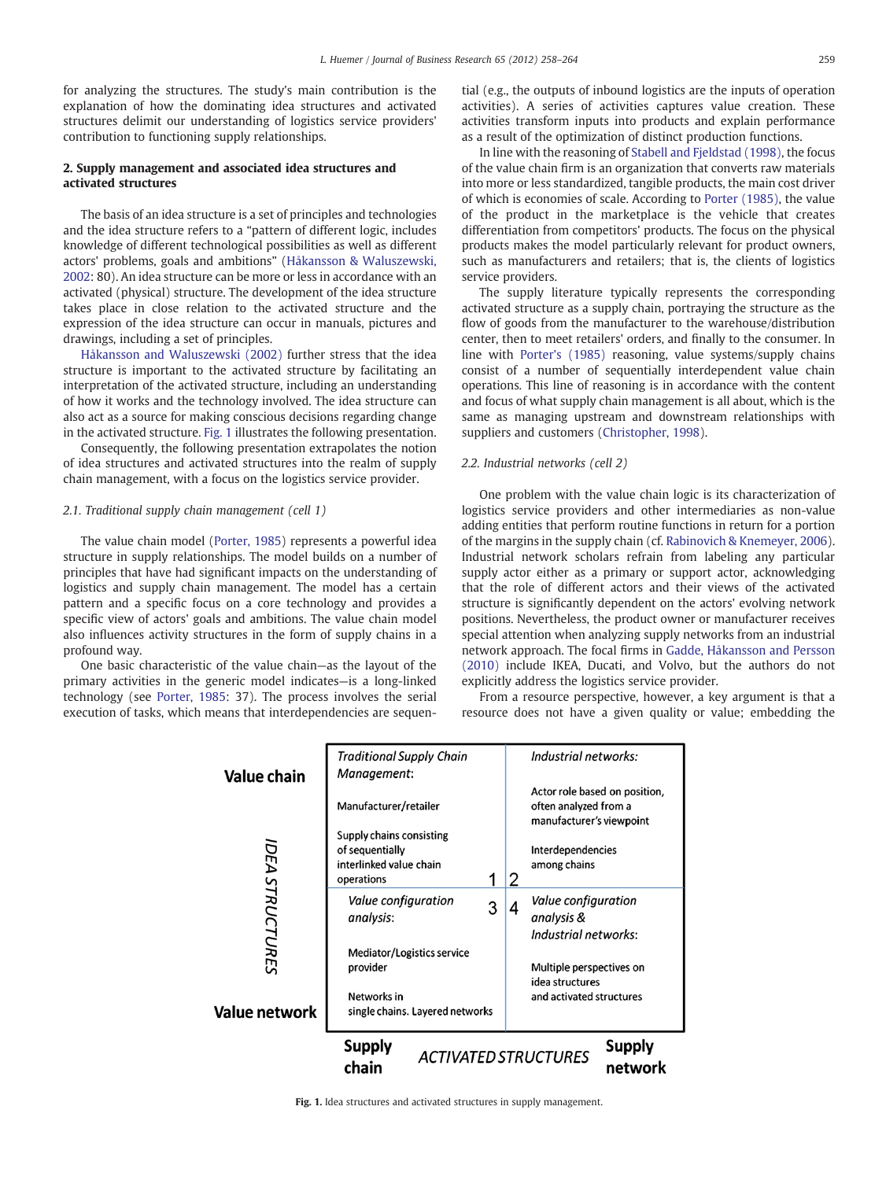for analyzing the structures. The study's main contribution is the explanation of how the dominating idea structures and activated structures delimit our understanding of logistics service providers' contribution to functioning supply relationships.

## 2. Supply management and associated idea structures and activated structures

The basis of an idea structure is a set of principles and technologies and the idea structure refers to a "pattern of different logic, includes knowledge of different technological possibilities as well as different actors' problems, goals and ambitions" (Håkansson & Waluszewski, 2002: 80). An idea structure can be more or less in accordance with an activated (physical) structure. The development of the idea structure takes place in close relation to the activated structure and the expression of the idea structure can occur in manuals, pictures and drawings, including a set of principles.

Håkansson and Waluszewski (2002) further stress that the idea structure is important to the activated structure by facilitating an interpretation of the activated structure, including an understanding of how it works and the technology involved. The idea structure can also act as a source for making conscious decisions regarding change in the activated structure. Fig. 1 illustrates the following presentation.

Consequently, the following presentation extrapolates the notion of idea structures and activated structures into the realm of supply chain management, with a focus on the logistics service provider.

### 2.1. Traditional supply chain management (cell 1)

The value chain model (Porter, 1985) represents a powerful idea structure in supply relationships. The model builds on a number of principles that have had significant impacts on the understanding of logistics and supply chain management. The model has a certain pattern and a specific focus on a core technology and provides a specific view of actors' goals and ambitions. The value chain model also influences activity structures in the form of supply chains in a profound way.

One basic characteristic of the value chain—as the layout of the primary activities in the generic model indicates—is a long-linked technology (see Porter, 1985: 37). The process involves the serial execution of tasks, which means that interdependencies are sequential (e.g., the outputs of inbound logistics are the inputs of operation activities). A series of activities captures value creation. These activities transform inputs into products and explain performance as a result of the optimization of distinct production functions.

In line with the reasoning of Stabell and Fjeldstad (1998), the focus of the value chain firm is an organization that converts raw materials into more or less standardized, tangible products, the main cost driver of which is economies of scale. According to Porter (1985), the value of the product in the marketplace is the vehicle that creates differentiation from competitors' products. The focus on the physical products makes the model particularly relevant for product owners, such as manufacturers and retailers; that is, the clients of logistics service providers.

The supply literature typically represents the corresponding activated structure as a supply chain, portraying the structure as the flow of goods from the manufacturer to the warehouse/distribution center, then to meet retailers' orders, and finally to the consumer. In line with Porter's (1985) reasoning, value systems/supply chains consist of a number of sequentially interdependent value chain operations. This line of reasoning is in accordance with the content and focus of what supply chain management is all about, which is the same as managing upstream and downstream relationships with suppliers and customers (Christopher, 1998).

### 2.2. Industrial networks (cell 2)

One problem with the value chain logic is its characterization of logistics service providers and other intermediaries as non-value adding entities that perform routine functions in return for a portion of the margins in the supply chain (cf. Rabinovich & Knemeyer, 2006). Industrial network scholars refrain from labeling any particular supply actor either as a primary or support actor, acknowledging that the role of different actors and their views of the activated structure is significantly dependent on the actors' evolving network positions. Nevertheless, the product owner or manufacturer receives special attention when analyzing supply networks from an industrial network approach. The focal firms in Gadde, Håkansson and Persson (2010) include IKEA, Ducati, and Volvo, but the authors do not explicitly address the logistics service provider.

From a resource perspective, however, a key argument is that a resource does not have a given quality or value; embedding the

| IDEA STRUCTURES | Supply chain (ACTIVATED STRUCTURES) | Supply network (ACTIVATED STRUCTURES) |
|---|---|---|
| **Value chain** | *Traditional Supply Chain Management:* Manufacturer/retailer. Supply chains consisting of sequentially interlinked value chain operations **1** | *Industrial networks:* Actor role based on position, often analyzed from a manufacturer's viewpoint. Interdependencies among chains **2** |
| **Value network** | *Value configuration analysis:* Mediator/Logistics service provider. Networks in single chains. Layered networks **3** | *Value configuration analysis & Industrial networks:* Multiple perspectives on idea structures and activated structures **4** |

**Fig. 1.** Idea structures and activated structures in supply management.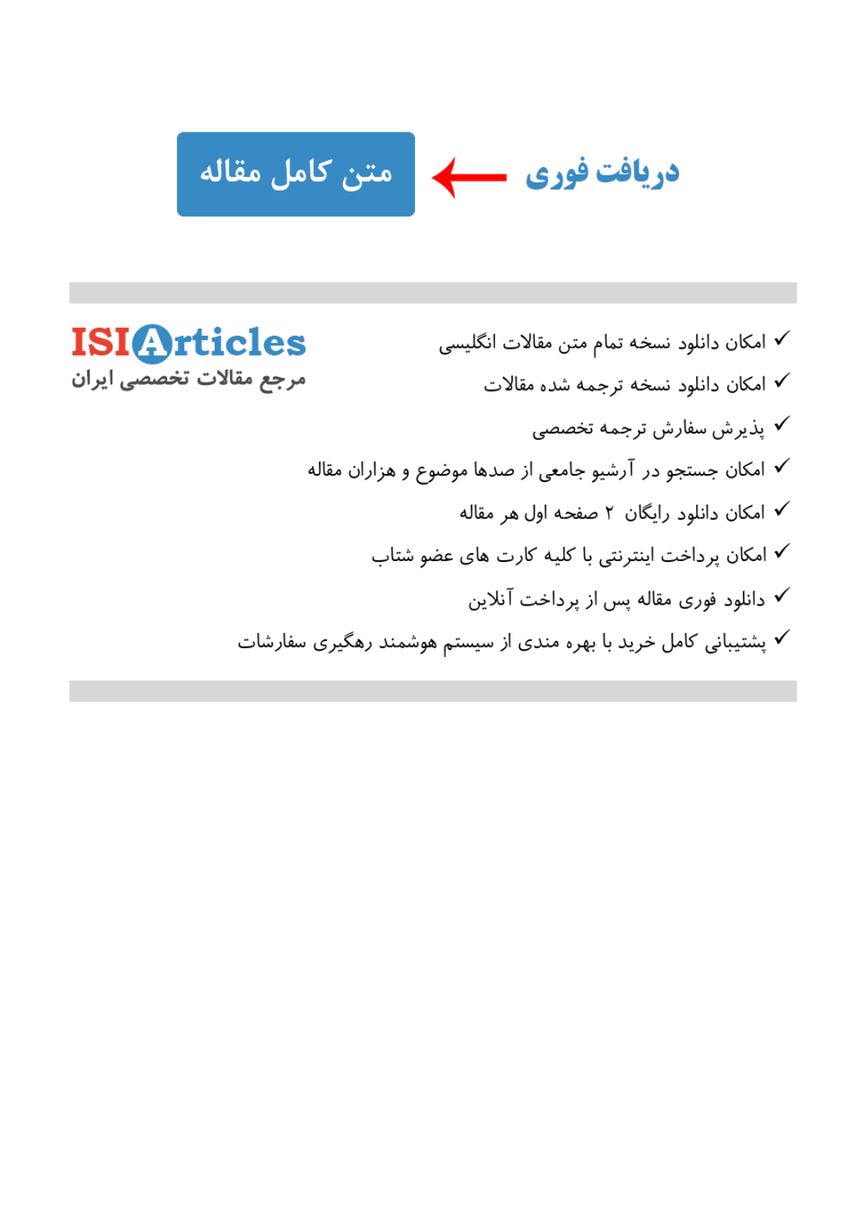دریافت فوری ← متن کامل مقاله

**ISIArticles**
مرجع مقالات تخصصی ایران

- ✓ امکان دانلود نسخه تمام متن مقالات انگلیسی
- ✓ امکان دانلود نسخه ترجمه شده مقالات
- ✓ پذیرش سفارش ترجمه تخصصی
- ✓ امکان جستجو در آرشیو جامعی از صدها موضوع و هزاران مقاله
- ✓ امکان دانلود رایگان ۲ صفحه اول هر مقاله
- ✓ امکان پرداخت اینترنتی با کلیه کارت های عضو شتاب
- ✓ دانلود فوری مقاله پس از پرداخت آنلاین
- ✓ پشتیبانی کامل خرید با بهره مندی از سیستم هوشمند رهگیری سفارشات